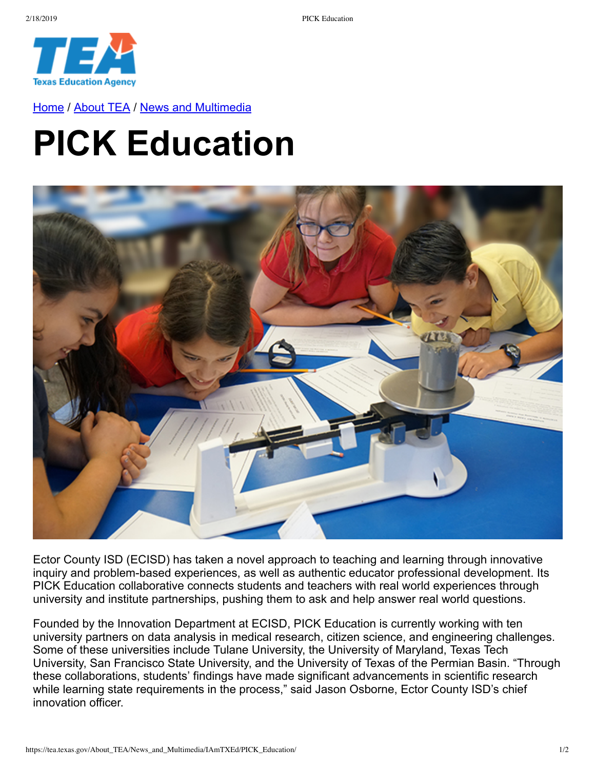Home / About TEA / News and Multimedia

# PICK Education

Ector County ISD (ECISD) has taken a novel approach to teaching and learning through innovative inquiry and problem-based experiences, as well as authentic educator professional development. Its PICK Education collaborative connects students and teachers with real world experiences through university and institute partnerships, pushing them to ask and help answer real world questions.

Founded by the Innovation Department at ECISD, PICK Education is currently working with ten university partners on data analysis in medical research, citizen science, and engineering challenges. Some of these universities include Tulane University, the University of Maryland, Texas Tech University, San Francisco State University, and the University of Texas of the Permian Basin. "Through these collaborations, students' findings have made significant advancements in scientific research while learning state requirements in the process," said Jason Osborne, Ector County ISD's chief innovation officer.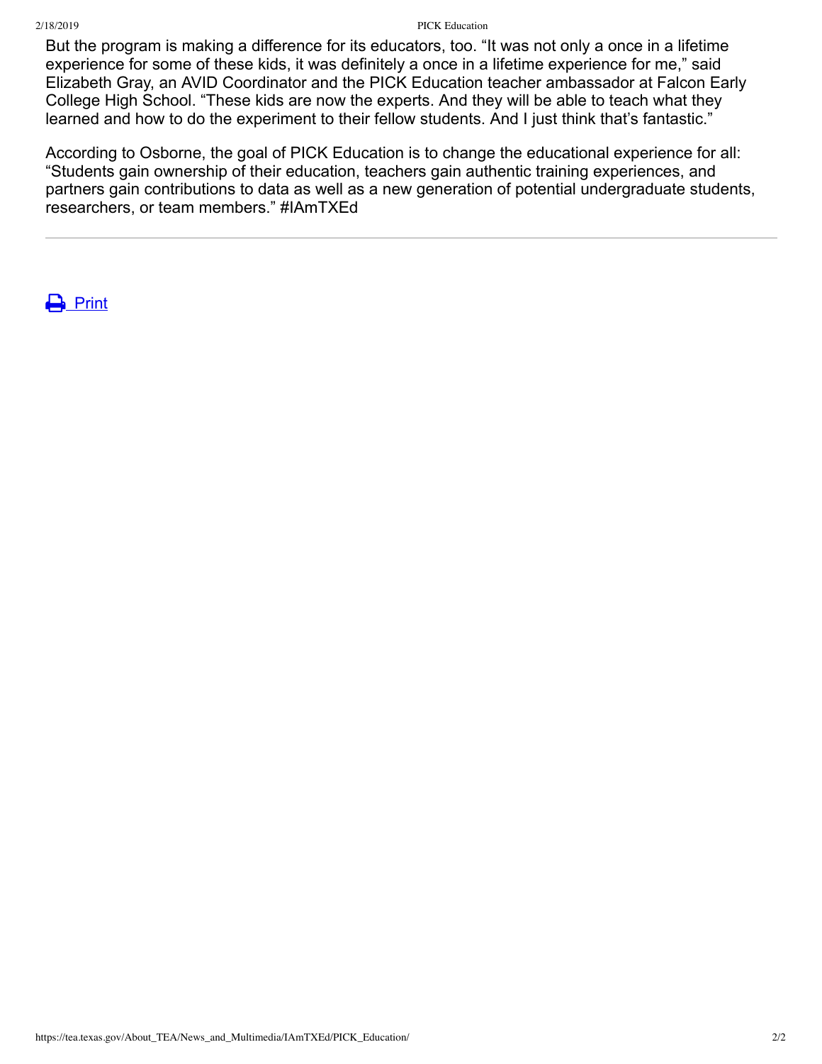But the program is making a difference for its educators, too. “It was not only a once in a lifetime experience for some of these kids, it was definitely a once in a lifetime experience for me,” said Elizabeth Gray, an AVID Coordinator and the PICK Education teacher ambassador at Falcon Early College High School. “These kids are now the experts. And they will be able to teach what they learned and how to do the experiment to their fellow students. And I just think that’s fantastic.”

According to Osborne, the goal of PICK Education is to change the educational experience for all: “Students gain ownership of their education, teachers gain authentic training experiences, and partners gain contributions to data as well as a new generation of potential undergraduate students, researchers, or team members.” #IAmTXEd

---

Print